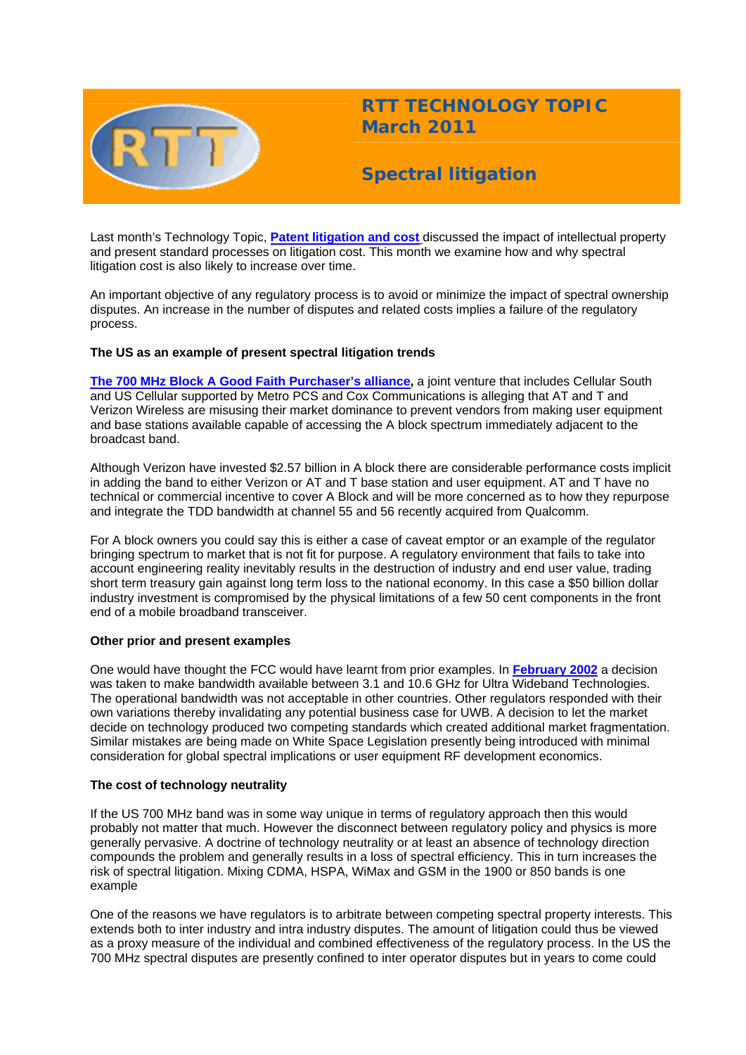# RTT TECHNOLOGY TOPIC March 2011

# Spectral litigation

Last month's Technology Topic, **Patent litigation and cost** discussed the impact of intellectual property and present standard processes on litigation cost. This month we examine how and why spectral litigation cost is also likely to increase over time.

An important objective of any regulatory process is to avoid or minimize the impact of spectral ownership disputes. An increase in the number of disputes and related costs implies a failure of the regulatory process.

**The US as an example of present spectral litigation trends**

**The 700 MHz Block A Good Faith Purchaser's alliance,** a joint venture that includes Cellular South and US Cellular supported by Metro PCS and Cox Communications is alleging that AT and T and Verizon Wireless are misusing their market dominance to prevent vendors from making user equipment and base stations available capable of accessing the A block spectrum immediately adjacent to the broadcast band.

Although Verizon have invested $2.57 billion in A block there are considerable performance costs implicit in adding the band to either Verizon or AT and T base station and user equipment. AT and T have no technical or commercial incentive to cover A Block and will be more concerned as to how they repurpose and integrate the TDD bandwidth at channel 55 and 56 recently acquired from Qualcomm.

For A block owners you could say this is either a case of caveat emptor or an example of the regulator bringing spectrum to market that is not fit for purpose. A regulatory environment that fails to take into account engineering reality inevitably results in the destruction of industry and end user value, trading short term treasury gain against long term loss to the national economy. In this case a $50 billion dollar industry investment is compromised by the physical limitations of a few 50 cent components in the front end of a mobile broadband transceiver.

**Other prior and present examples**

One would have thought the FCC would have learnt from prior examples. In **February 2002** a decision was taken to make bandwidth available between 3.1 and 10.6 GHz for Ultra Wideband Technologies. The operational bandwidth was not acceptable in other countries. Other regulators responded with their own variations thereby invalidating any potential business case for UWB. A decision to let the market decide on technology produced two competing standards which created additional market fragmentation. Similar mistakes are being made on White Space Legislation presently being introduced with minimal consideration for global spectral implications or user equipment RF development economics.

**The cost of technology neutrality**

If the US 700 MHz band was in some way unique in terms of regulatory approach then this would probably not matter that much. However the disconnect between regulatory policy and physics is more generally pervasive. A doctrine of technology neutrality or at least an absence of technology direction compounds the problem and generally results in a loss of spectral efficiency. This in turn increases the risk of spectral litigation. Mixing CDMA, HSPA, WiMax and GSM in the 1900 or 850 bands is one example

One of the reasons we have regulators is to arbitrate between competing spectral property interests. This extends both to inter industry and intra industry disputes. The amount of litigation could thus be viewed as a proxy measure of the individual and combined effectiveness of the regulatory process. In the US the 700 MHz spectral disputes are presently confined to inter operator disputes but in years to come could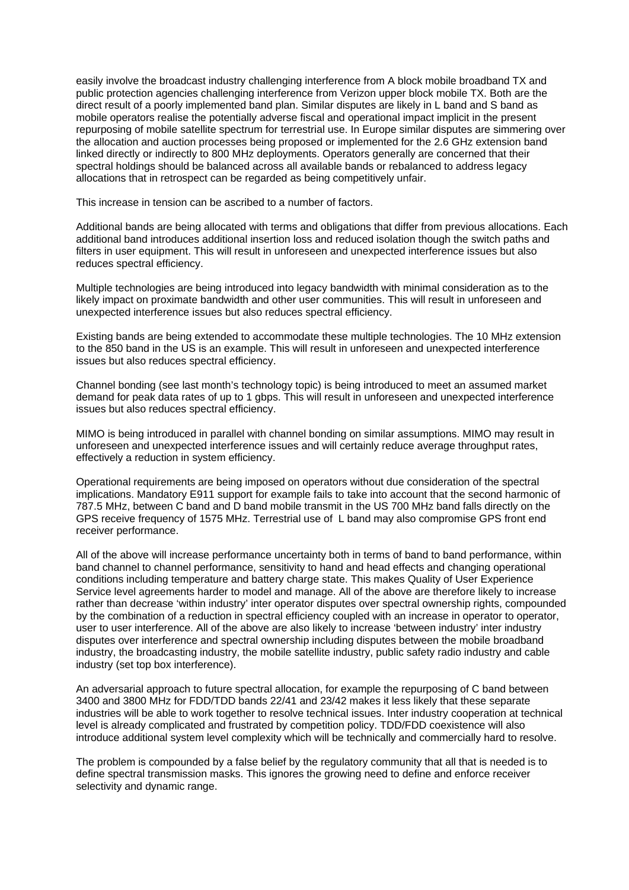easily involve the broadcast industry challenging interference from A block mobile broadband TX and public protection agencies challenging interference from Verizon upper block mobile TX. Both are the direct result of a poorly implemented band plan. Similar disputes are likely in L band and S band as mobile operators realise the potentially adverse fiscal and operational impact implicit in the present repurposing of mobile satellite spectrum for terrestrial use. In Europe similar disputes are simmering over the allocation and auction processes being proposed or implemented for the 2.6 GHz extension band linked directly or indirectly to 800 MHz deployments. Operators generally are concerned that their spectral holdings should be balanced across all available bands or rebalanced to address legacy allocations that in retrospect can be regarded as being competitively unfair.

This increase in tension can be ascribed to a number of factors.

Additional bands are being allocated with terms and obligations that differ from previous allocations. Each additional band introduces additional insertion loss and reduced isolation though the switch paths and filters in user equipment. This will result in unforeseen and unexpected interference issues but also reduces spectral efficiency.

Multiple technologies are being introduced into legacy bandwidth with minimal consideration as to the likely impact on proximate bandwidth and other user communities. This will result in unforeseen and unexpected interference issues but also reduces spectral efficiency.

Existing bands are being extended to accommodate these multiple technologies. The 10 MHz extension to the 850 band in the US is an example. This will result in unforeseen and unexpected interference issues but also reduces spectral efficiency.

Channel bonding (see last month's technology topic) is being introduced to meet an assumed market demand for peak data rates of up to 1 gbps. This will result in unforeseen and unexpected interference issues but also reduces spectral efficiency.

MIMO is being introduced in parallel with channel bonding on similar assumptions. MIMO may result in unforeseen and unexpected interference issues and will certainly reduce average throughput rates, effectively a reduction in system efficiency.

Operational requirements are being imposed on operators without due consideration of the spectral implications. Mandatory E911 support for example fails to take into account that the second harmonic of 787.5 MHz, between C band and D band mobile transmit in the US 700 MHz band falls directly on the GPS receive frequency of 1575 MHz. Terrestrial use of L band may also compromise GPS front end receiver performance.

All of the above will increase performance uncertainty both in terms of band to band performance, within band channel to channel performance, sensitivity to hand and head effects and changing operational conditions including temperature and battery charge state. This makes Quality of User Experience Service level agreements harder to model and manage. All of the above are therefore likely to increase rather than decrease 'within industry' inter operator disputes over spectral ownership rights, compounded by the combination of a reduction in spectral efficiency coupled with an increase in operator to operator, user to user interference. All of the above are also likely to increase 'between industry' inter industry disputes over interference and spectral ownership including disputes between the mobile broadband industry, the broadcasting industry, the mobile satellite industry, public safety radio industry and cable industry (set top box interference).

An adversarial approach to future spectral allocation, for example the repurposing of C band between 3400 and 3800 MHz for FDD/TDD bands 22/41 and 23/42 makes it less likely that these separate industries will be able to work together to resolve technical issues. Inter industry cooperation at technical level is already complicated and frustrated by competition policy. TDD/FDD coexistence will also introduce additional system level complexity which will be technically and commercially hard to resolve.

The problem is compounded by a false belief by the regulatory community that all that is needed is to define spectral transmission masks. This ignores the growing need to define and enforce receiver selectivity and dynamic range.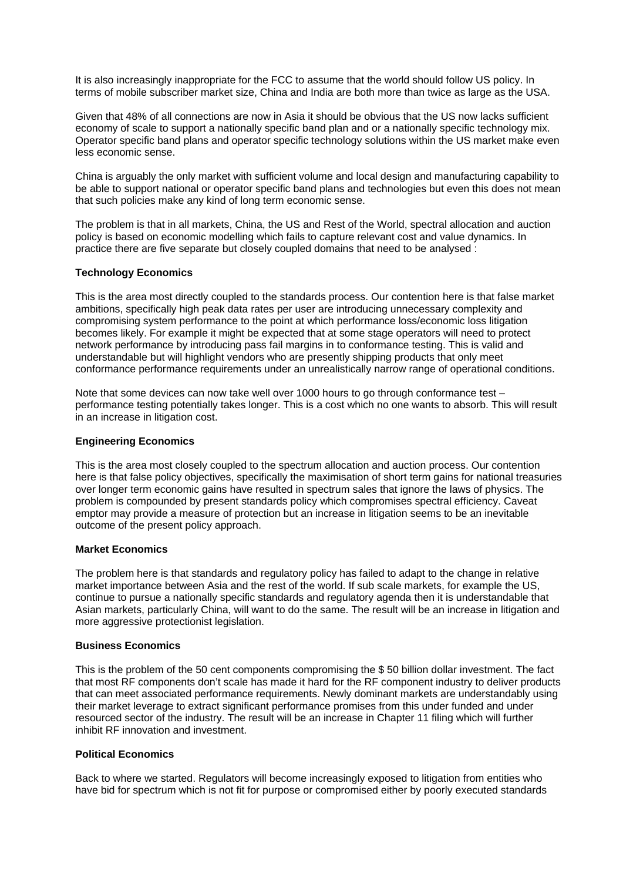It is also increasingly inappropriate for the FCC to assume that the world should follow US policy. In terms of mobile subscriber market size, China and India are both more than twice as large as the USA.

Given that 48% of all connections are now in Asia it should be obvious that the US now lacks sufficient economy of scale to support a nationally specific band plan and or a nationally specific technology mix. Operator specific band plans and operator specific technology solutions within the US market make even less economic sense.

China is arguably the only market with sufficient volume and local design and manufacturing capability to be able to support national or operator specific band plans and technologies but even this does not mean that such policies make any kind of long term economic sense.

The problem is that in all markets, China, the US and Rest of the World, spectral allocation and auction policy is based on economic modelling which fails to capture relevant cost and value dynamics. In practice there are five separate but closely coupled domains that need to be analysed :

**Technology Economics**

This is the area most directly coupled to the standards process. Our contention here is that false market ambitions, specifically high peak data rates per user are introducing unnecessary complexity and compromising system performance to the point at which performance loss/economic loss litigation becomes likely. For example it might be expected that at some stage operators will need to protect network performance by introducing pass fail margins in to conformance testing. This is valid and understandable but will highlight vendors who are presently shipping products that only meet conformance performance requirements under an unrealistically narrow range of operational conditions.

Note that some devices can now take well over 1000 hours to go through conformance test – performance testing potentially takes longer. This is a cost which no one wants to absorb. This will result in an increase in litigation cost.

**Engineering Economics**

This is the area most closely coupled to the spectrum allocation and auction process. Our contention here is that false policy objectives, specifically the maximisation of short term gains for national treasuries over longer term economic gains have resulted in spectrum sales that ignore the laws of physics. The problem is compounded by present standards policy which compromises spectral efficiency. Caveat emptor may provide a measure of protection but an increase in litigation seems to be an inevitable outcome of the present policy approach.

**Market Economics**

The problem here is that standards and regulatory policy has failed to adapt to the change in relative market importance between Asia and the rest of the world. If sub scale markets, for example the US, continue to pursue a nationally specific standards and regulatory agenda then it is understandable that Asian markets, particularly China, will want to do the same. The result will be an increase in litigation and more aggressive protectionist legislation.

**Business Economics**

This is the problem of the 50 cent components compromising the $ 50 billion dollar investment. The fact that most RF components don't scale has made it hard for the RF component industry to deliver products that can meet associated performance requirements. Newly dominant markets are understandably using their market leverage to extract significant performance promises from this under funded and under resourced sector of the industry. The result will be an increase in Chapter 11 filing which will further inhibit RF innovation and investment.

**Political Economics**

Back to where we started. Regulators will become increasingly exposed to litigation from entities who have bid for spectrum which is not fit for purpose or compromised either by poorly executed standards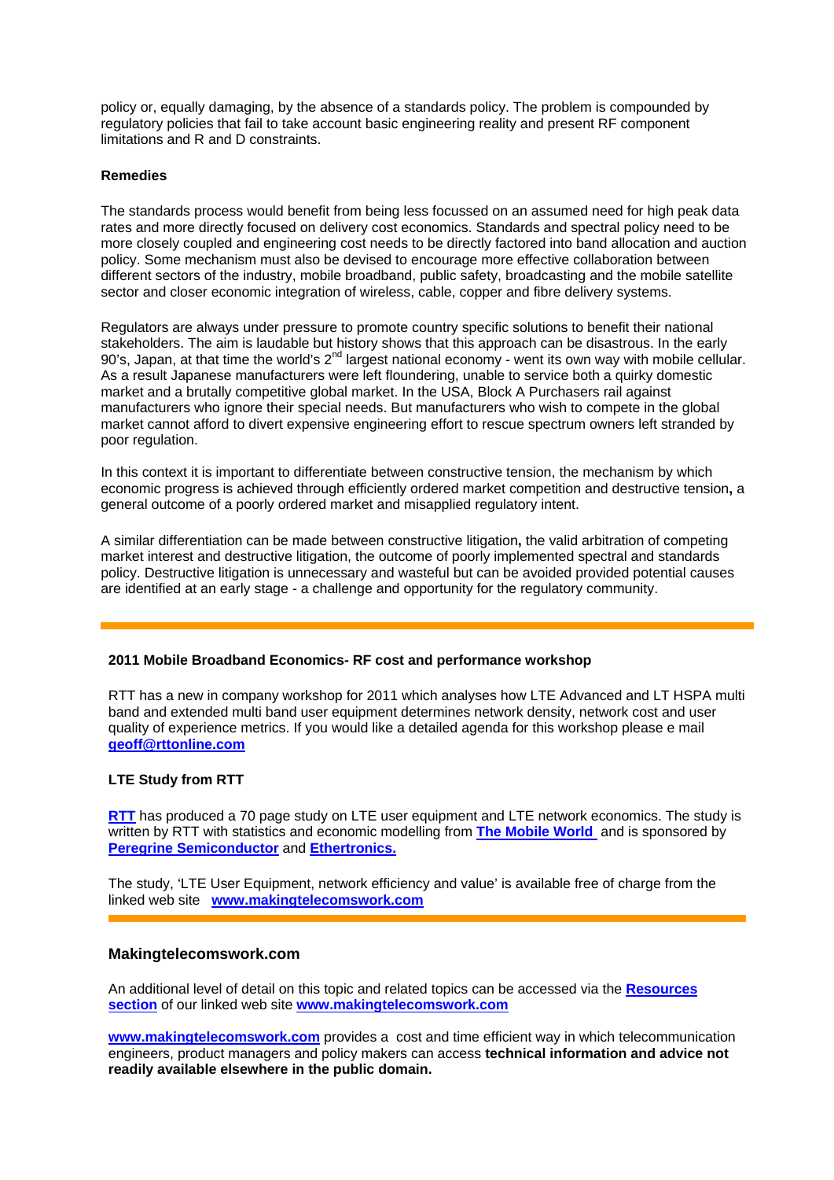policy or, equally damaging, by the absence of a standards policy. The problem is compounded by regulatory policies that fail to take account basic engineering reality and present RF component limitations and R and D constraints.

**Remedies**

The standards process would benefit from being less focussed on an assumed need for high peak data rates and more directly focused on delivery cost economics. Standards and spectral policy need to be more closely coupled and engineering cost needs to be directly factored into band allocation and auction policy. Some mechanism must also be devised to encourage more effective collaboration between different sectors of the industry, mobile broadband, public safety, broadcasting and the mobile satellite sector and closer economic integration of wireless, cable, copper and fibre delivery systems.

Regulators are always under pressure to promote country specific solutions to benefit their national stakeholders. The aim is laudable but history shows that this approach can be disastrous. In the early 90's, Japan, at that time the world's 2nd largest national economy - went its own way with mobile cellular. As a result Japanese manufacturers were left floundering, unable to service both a quirky domestic market and a brutally competitive global market. In the USA, Block A Purchasers rail against manufacturers who ignore their special needs. But manufacturers who wish to compete in the global market cannot afford to divert expensive engineering effort to rescue spectrum owners left stranded by poor regulation.

In this context it is important to differentiate between constructive tension, the mechanism by which economic progress is achieved through efficiently ordered market competition and destructive tension**,** a general outcome of a poorly ordered market and misapplied regulatory intent.

A similar differentiation can be made between constructive litigation**,** the valid arbitration of competing market interest and destructive litigation, the outcome of poorly implemented spectral and standards policy. Destructive litigation is unnecessary and wasteful but can be avoided provided potential causes are identified at an early stage - a challenge and opportunity for the regulatory community.

---

**2011 Mobile Broadband Economics- RF cost and performance workshop**

RTT has a new in company workshop for 2011 which analyses how LTE Advanced and LT HSPA multi band and extended multi band user equipment determines network density, network cost and user quality of experience metrics. If you would like a detailed agenda for this workshop please e mail **geoff@rttonline.com**

**LTE Study from RTT**

**RTT** has produced a 70 page study on LTE user equipment and LTE network economics. The study is written by RTT with statistics and economic modelling from **The Mobile World** and is sponsored by **Peregrine Semiconductor** and **Ethertronics.**

The study, 'LTE User Equipment, network efficiency and value' is available free of charge from the linked web site **www.makingtelecomswork.com**

---

### Makingtelecomswork.com

An additional level of detail on this topic and related topics can be accessed via the **Resources section** of our linked web site **www.makingtelecomswork.com**

**www.makingtelecomswork.com** provides a cost and time efficient way in which telecommunication engineers, product managers and policy makers can access **technical information and advice not readily available elsewhere in the public domain.**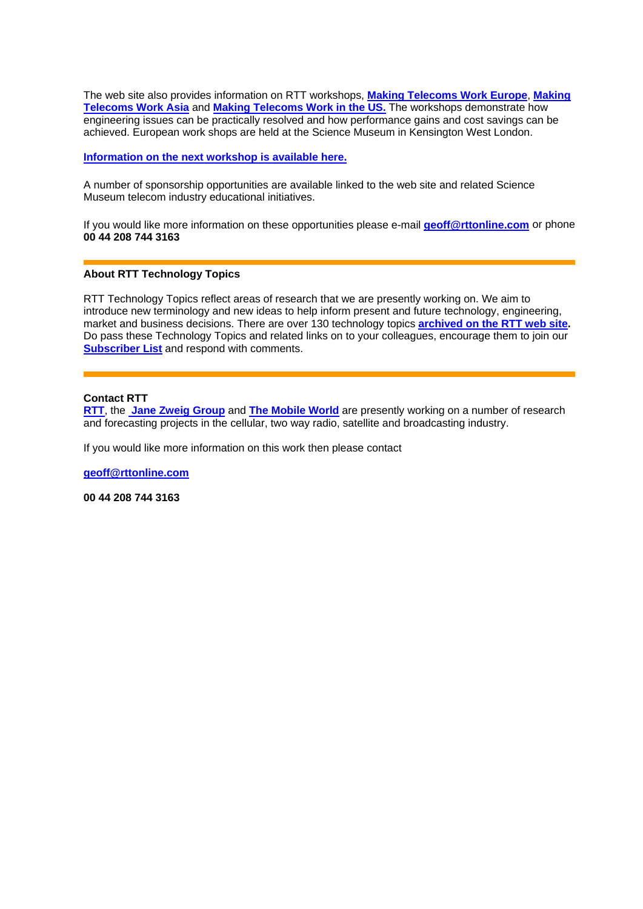The web site also provides information on RTT workshops, **Making Telecoms Work Europe**, **Making Telecoms Work Asia** and **Making Telecoms Work in the US.** The workshops demonstrate how engineering issues can be practically resolved and how performance gains and cost savings can be achieved. European work shops are held at the Science Museum in Kensington West London.

**Information on the next workshop is available here.**

A number of sponsorship opportunities are available linked to the web site and related Science Museum telecom industry educational initiatives.

If you would like more information on these opportunities please e-mail **geoff@rttonline.com** or phone **00 44 208 744 3163**

---

**About RTT Technology Topics**

RTT Technology Topics reflect areas of research that we are presently working on. We aim to introduce new terminology and new ideas to help inform present and future technology, engineering, market and business decisions. There are over 130 technology topics **archived on the RTT web site.** Do pass these Technology Topics and related links on to your colleagues, encourage them to join our **Subscriber List** and respond with comments.

---

**Contact RTT**
**RTT**, the **Jane Zweig Group** and **The Mobile World** are presently working on a number of research and forecasting projects in the cellular, two way radio, satellite and broadcasting industry.

If you would like more information on this work then please contact

**geoff@rttonline.com**

**00 44 208 744 3163**